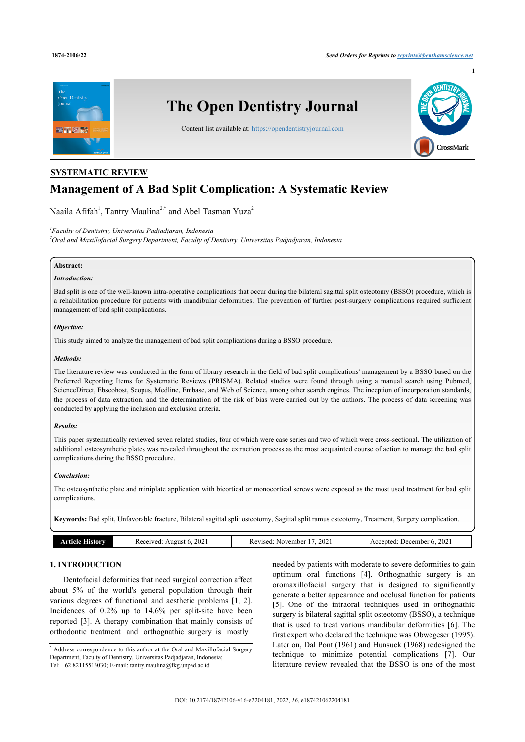SYSTEMATIC REVIEW

# Management of A Bad Split Complication: A Systematic Review

Naaila Afifah[1], Tantry Maulina[2,*] and Abel Tasman Yuza[2]

[1]*Faculty of Dentistry, Universitas Padjadjaran, Indonesia*
[2]*Oral and Maxillofacial Surgery Department, Faculty of Dentistry, Universitas Padjadjaran, Indonesia*

**Abstract:**

***Introduction:***

Bad split is one of the well-known intra-operative complications that occur during the bilateral sagittal split osteotomy (BSSO) procedure, which is a rehabilitation procedure for patients with mandibular deformities. The prevention of further post-surgery complications required sufficient management of bad split complications.

***Objective:***

This study aimed to analyze the management of bad split complications during a BSSO procedure.

***Methods:***

The literature review was conducted in the form of library research in the field of bad split complications' management by a BSSO based on the Preferred Reporting Items for Systematic Reviews (PRISMA). Related studies were found through using a manual search using Pubmed, ScienceDirect, Ebscohost, Scopus, Medline, Embase, and Web of Science, among other search engines. The inception of incorporation standards, the process of data extraction, and the determination of the risk of bias were carried out by the authors. The process of data screening was conducted by applying the inclusion and exclusion criteria.

***Results:***

This paper systematically reviewed seven related studies, four of which were case series and two of which were cross-sectional. The utilization of additional osteosynthetic plates was revealed throughout the extraction process as the most acquainted course of action to manage the bad split complications during the BSSO procedure.

***Conclusion:***

The osteosynthetic plate and miniplate application with bicortical or monocortical screws were exposed as the most used treatment for bad split complications.

**Keywords:** Bad split, Unfavorable fracture, Bilateral sagittal split osteotomy, Sagittal split ramus osteotomy, Treatment, Surgery complication.

| Article History | Received: August 6, 2021 | Revised: November 17, 2021 | Accepted: December 6, 2021 |
|---|---|---|---|

## 1. INTRODUCTION

Dentofacial deformities that need surgical correction affect about 5% of the world's general population through their various degrees of functional and aesthetic problems [1, 2]. Incidences of 0.2% up to 14.6% per split-site have been reported [3]. A therapy combination that mainly consists of orthodontic treatment and orthognathic surgery is mostly needed by patients with moderate to severe deformities to gain optimum oral functions [4]. Orthognathic surgery is an oromaxillofacial surgery that is designed to significantly generate a better appearance and occlusal function for patients [5]. One of the intraoral techniques used in orthognathic surgery is bilateral sagittal split osteotomy (BSSO), a technique that is used to treat various mandibular deformities [6]. The first expert who declared the technique was Obwegeser (1995). Later on, Dal Pont (1961) and Hunsuck (1968) redesigned the technique to minimize potential complications [7]. Our literature review revealed that the BSSO is one of the most

[*] Address correspondence to this author at the Oral and Maxillofacial Surgery Department, Faculty of Dentistry, Universitas Padjadjaran, Indonesia; Tel: +62 82115513030; E-mail: tantry.maulina@fkg.unpad.ac.id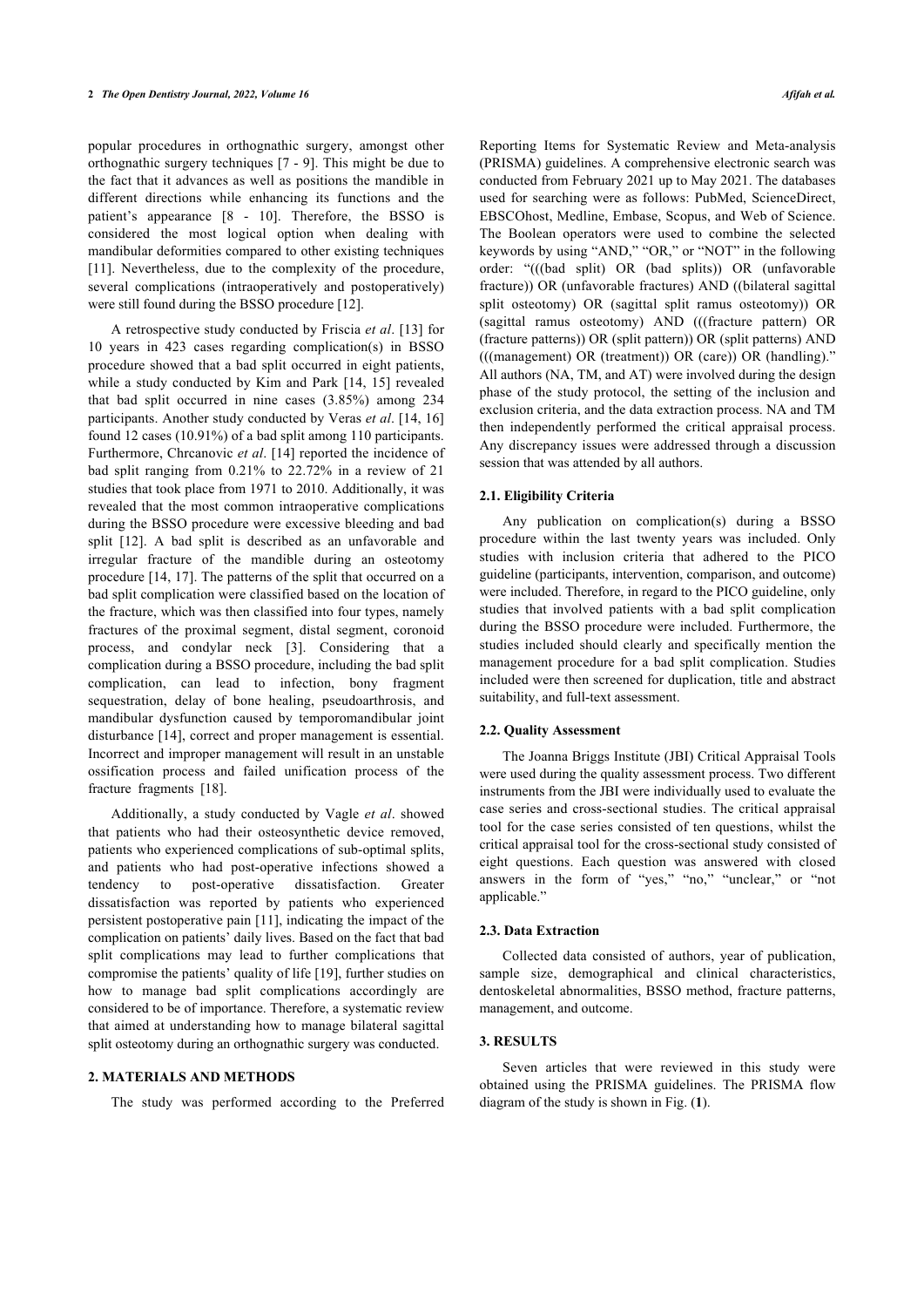popular procedures in orthognathic surgery, amongst other orthognathic surgery techniques [7 - 9]. This might be due to the fact that it advances as well as positions the mandible in different directions while enhancing its functions and the patient's appearance [8 - 10]. Therefore, the BSSO is considered the most logical option when dealing with mandibular deformities compared to other existing techniques [11]. Nevertheless, due to the complexity of the procedure, several complications (intraoperatively and postoperatively) were still found during the BSSO procedure [12].

A retrospective study conducted by Friscia *et al*. [13] for 10 years in 423 cases regarding complication(s) in BSSO procedure showed that a bad split occurred in eight patients, while a study conducted by Kim and Park [14, 15] revealed that bad split occurred in nine cases (3.85%) among 234 participants. Another study conducted by Veras *et al*. [14, 16] found 12 cases (10.91%) of a bad split among 110 participants. Furthermore, Chrcanovic *et al*. [14] reported the incidence of bad split ranging from 0.21% to 22.72% in a review of 21 studies that took place from 1971 to 2010. Additionally, it was revealed that the most common intraoperative complications during the BSSO procedure were excessive bleeding and bad split [12]. A bad split is described as an unfavorable and irregular fracture of the mandible during an osteotomy procedure [14, 17]. The patterns of the split that occurred on a bad split complication were classified based on the location of the fracture, which was then classified into four types, namely fractures of the proximal segment, distal segment, coronoid process, and condylar neck [3]. Considering that a complication during a BSSO procedure, including the bad split complication, can lead to infection, bony fragment sequestration, delay of bone healing, pseudoarthrosis, and mandibular dysfunction caused by temporomandibular joint disturbance [14], correct and proper management is essential. Incorrect and improper management will result in an unstable ossification process and failed unification process of the fracture fragments [18].

Additionally, a study conducted by Vagle *et al*. showed that patients who had their osteosynthetic device removed, patients who experienced complications of sub-optimal splits, and patients who had post-operative infections showed a tendency to post-operative dissatisfaction. Greater dissatisfaction was reported by patients who experienced persistent postoperative pain [11], indicating the impact of the complication on patients' daily lives. Based on the fact that bad split complications may lead to further complications that compromise the patients' quality of life [19], further studies on how to manage bad split complications accordingly are considered to be of importance. Therefore, a systematic review that aimed at understanding how to manage bilateral sagittal split osteotomy during an orthognathic surgery was conducted.

## 2. MATERIALS AND METHODS

The study was performed according to the Preferred Reporting Items for Systematic Review and Meta-analysis (PRISMA) guidelines. A comprehensive electronic search was conducted from February 2021 up to May 2021. The databases used for searching were as follows: PubMed, ScienceDirect, EBSCOhost, Medline, Embase, Scopus, and Web of Science. The Boolean operators were used to combine the selected keywords by using "AND," "OR," or "NOT" in the following order: "(((bad split) OR (bad splits)) OR (unfavorable fracture)) OR (unfavorable fractures) AND ((bilateral sagittal split osteotomy) OR (sagittal split ramus osteotomy)) OR (sagittal ramus osteotomy) AND (((fracture pattern) OR (fracture patterns)) OR (split pattern)) OR (split patterns) AND (((management) OR (treatment)) OR (care)) OR (handling)." All authors (NA, TM, and AT) were involved during the design phase of the study protocol, the setting of the inclusion and exclusion criteria, and the data extraction process. NA and TM then independently performed the critical appraisal process. Any discrepancy issues were addressed through a discussion session that was attended by all authors.

### 2.1. Eligibility Criteria

Any publication on complication(s) during a BSSO procedure within the last twenty years was included. Only studies with inclusion criteria that adhered to the PICO guideline (participants, intervention, comparison, and outcome) were included. Therefore, in regard to the PICO guideline, only studies that involved patients with a bad split complication during the BSSO procedure were included. Furthermore, the studies included should clearly and specifically mention the management procedure for a bad split complication. Studies included were then screened for duplication, title and abstract suitability, and full-text assessment.

### 2.2. Quality Assessment

The Joanna Briggs Institute (JBI) Critical Appraisal Tools were used during the quality assessment process. Two different instruments from the JBI were individually used to evaluate the case series and cross-sectional studies. The critical appraisal tool for the case series consisted of ten questions, whilst the critical appraisal tool for the cross-sectional study consisted of eight questions. Each question was answered with closed answers in the form of "yes," "no," "unclear," or "not applicable."

### 2.3. Data Extraction

Collected data consisted of authors, year of publication, sample size, demographical and clinical characteristics, dentoskeletal abnormalities, BSSO method, fracture patterns, management, and outcome.

## 3. RESULTS

Seven articles that were reviewed in this study were obtained using the PRISMA guidelines. The PRISMA flow diagram of the study is shown in Fig. (**1**).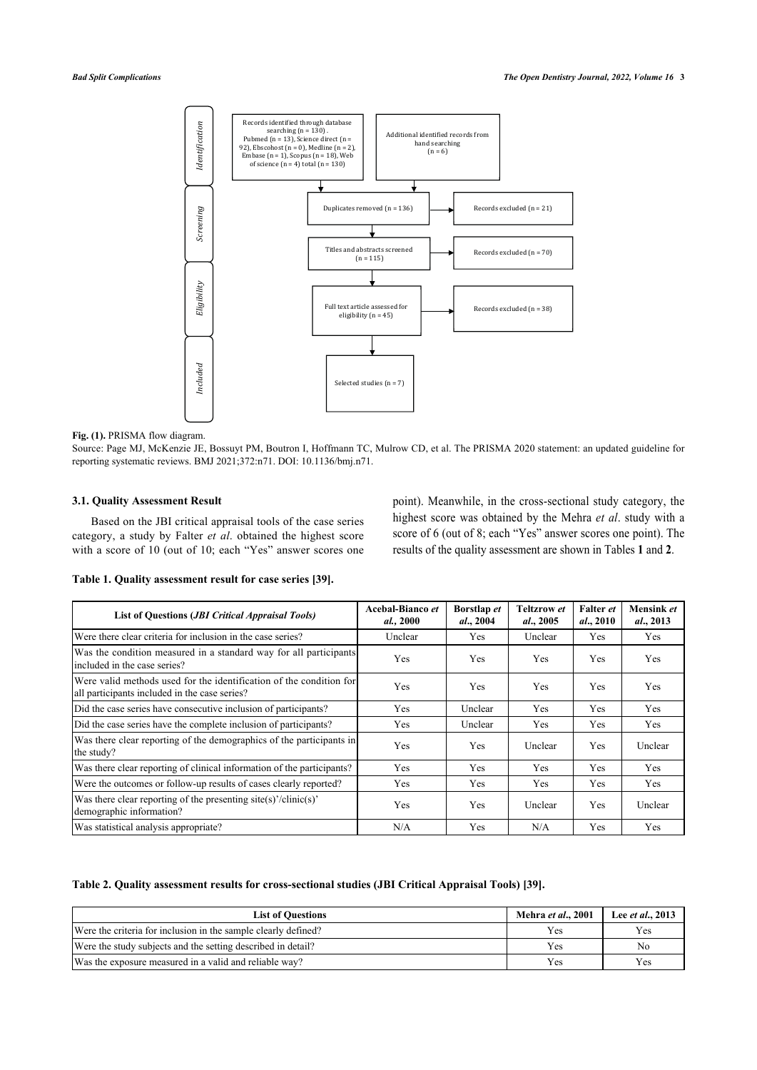Records identified through database searching (n = 130) . Pubmed (n = 13), Science direct (n = 92), Ebscohost (n = 0), Medline (n = 2), Embase (n = 1), Scopus (n = 18), Web of science (n = 4) total (n = 130)

Additional identified records from hand searching (n = 6)

Duplicates removed (n = 136) → Records excluded (n = 21)

Titles and abstracts screened (n = 115) → Records excluded (n = 70)

Full text article assessed for eligibility (n = 45) → Records excluded (n = 38)

Selected studies (n = 7)

Identification · Screening · Eligibility · Included

**Fig. (1).** PRISMA flow diagram.

Source: Page MJ, McKenzie JE, Bossuyt PM, Boutron I, Hoffmann TC, Mulrow CD, et al. The PRISMA 2020 statement: an updated guideline for reporting systematic reviews. BMJ 2021;372:n71. DOI: 10.1136/bmj.n71.

### 3.1. Quality Assessment Result

Based on the JBI critical appraisal tools of the case series category, a study by Falter *et al*. obtained the highest score with a score of 10 (out of 10; each "Yes" answer scores one point). Meanwhile, in the cross-sectional study category, the highest score was obtained by the Mehra *et al*. study with a score of 6 (out of 8; each "Yes" answer scores one point). The results of the quality assessment are shown in Tables **1** and **2**.

**Table 1. Quality assessment result for case series [39].**

| List of Questions (*JBI Critical Appraisal Tools*) | Acebal-Bianco *et al.*, 2000 | Borstlap *et al*., 2004 | Teltzrow *et al*., 2005 | Falter *et al*., 2010 | Mensink *et al*., 2013 |
|---|---|---|---|---|---|
| Were there clear criteria for inclusion in the case series? | Unclear | Yes | Unclear | Yes | Yes |
| Was the condition measured in a standard way for all participants included in the case series? | Yes | Yes | Yes | Yes | Yes |
| Were valid methods used for the identification of the condition for all participants included in the case series? | Yes | Yes | Yes | Yes | Yes |
| Did the case series have consecutive inclusion of participants? | Yes | Unclear | Yes | Yes | Yes |
| Did the case series have the complete inclusion of participants? | Yes | Unclear | Yes | Yes | Yes |
| Was there clear reporting of the demographics of the participants in the study? | Yes | Yes | Unclear | Yes | Unclear |
| Was there clear reporting of clinical information of the participants? | Yes | Yes | Yes | Yes | Yes |
| Were the outcomes or follow-up results of cases clearly reported? | Yes | Yes | Yes | Yes | Yes |
| Was there clear reporting of the presenting site(s)'/clinic(s)' demographic information? | Yes | Yes | Unclear | Yes | Unclear |
| Was statistical analysis appropriate? | N/A | Yes | N/A | Yes | Yes |

**Table 2. Quality assessment results for cross-sectional studies (JBI Critical Appraisal Tools) [39].**

| List of Questions | Mehra *et al*., 2001 | Lee *et al*., 2013 |
|---|---|---|
| Were the criteria for inclusion in the sample clearly defined? | Yes | Yes |
| Were the study subjects and the setting described in detail? | Yes | No |
| Was the exposure measured in a valid and reliable way? | Yes | Yes |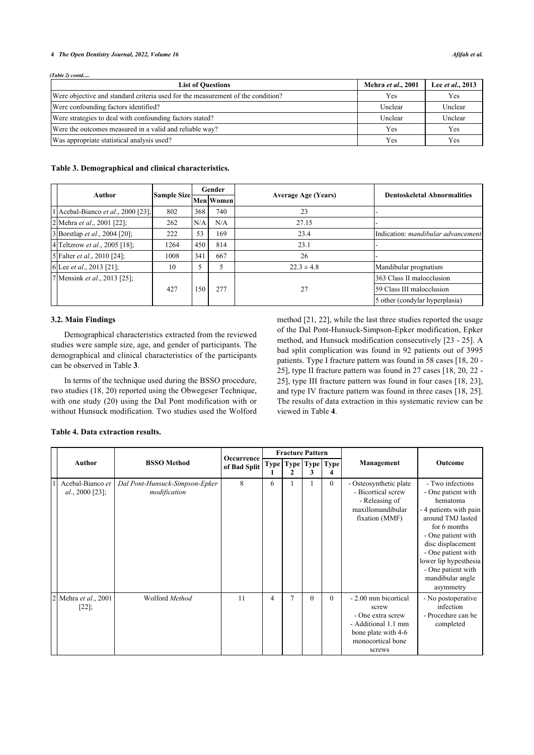*(Table 2) contd.....*

| List of Questions | Mehra *et al.*, 2001 | Lee *et al.*, 2013 |
|---|---|---|
| Were objective and standard criteria used for the measurement of the condition? | Yes | Yes |
| Were confounding factors identified? | Unclear | Unclear |
| Were strategies to deal with confounding factors stated? | Unclear | Unclear |
| Were the outcomes measured in a valid and reliable way? | Yes | Yes |
| Was appropriate statistical analysis used? | Yes | Yes |

**Table 3. Demographical and clinical characteristics.**

| | Author | Sample Size | Gender | | Average Age (Years) | Dentoskeletal Abnormalities |
|---|---|---|---|---|---|---|
| | | | Men | Women | | |
| 1 | Acebal-Bianco *et al*., 2000 [23]; | 802 | 368 | 740 | 23 | - |
| 2 | Mehra *et al*., 2001 [22]; | 262 | N/A | N/A | 27.15 | - |
| 3 | Borstlap *et al*., 2004 [20]; | 222 | 53 | 169 | 23.4 | Indication: *mandibular advancement* |
| 4 | Teltzrow *et al*., 2005 [18]; | 1264 | 450 | 814 | 23.1 | - |
| 5 | Falter *et al*., 2010 [24]; | 1008 | 341 | 667 | 26 | - |
| 6 | Lee *et al*., 2013 [21]; | 10 | 5 | 5 | 22.3 ± 4.8 | Mandibular prognatism |
| 7 | Mensink *et al*., 2013 [25]; | 427 | 150 | 277 | 27 | 363 Class II malocclusion<br>59 Class III malocclusion<br>5 other (condylar hyperplasia) |

### 3.2. Main Findings

Demographical characteristics extracted from the reviewed studies were sample size, age, and gender of participants. The demographical and clinical characteristics of the participants can be observed in Table **3**.

In terms of the technique used during the BSSO procedure, two studies (18, 20) reported using the Obwegeser Technique, with one study (20) using the Dal Pont modification with or without Hunsuck modification. Two studies used the Wolford method [21, 22], while the last three studies reported the usage of the Dal Pont-Hunsuck-Simpson-Epker modification, Epker method, and Hunsuck modification consecutively [23 - 25]. A bad split complication was found in 92 patients out of 3995 patients. Type I fracture pattern was found in 58 cases [18, 20 - 25], type II fracture pattern was found in 27 cases [18, 20, 22 - 25], type III fracture pattern was found in four cases [18, 23], and type IV fracture pattern was found in three cases [18, 25]. The results of data extraction in this systematic review can be viewed in Table **4**.

**Table 4. Data extraction results.**

| | Author | BSSO Method | Occurrence of Bad Split | Fracture Pattern | | | | Management | Outcome |
|---|---|---|---|---|---|---|---|---|---|
| | | | | Type 1 | Type 2 | Type 3 | Type 4 | | |
| 1 | Acebal-Bianco *et al*., 2000 [23]; | *Dal Pont-Hunsuck-Simpson-Epker modification* | 8 | 6 | 1 | 1 | 0 | - Osteosynthetic plate<br>- Bicortical screw<br>- Releasing of maxillomandibular fixation (MMF) | - Two infections<br>- One patient with hematoma<br>- 4 patients with pain around TMJ lasted for 6 months<br>- One patient with disc displacement<br>- One patient with lower lip hypesthesia<br>- One patient with mandibular angle asymmetry |
| 2 | Mehra *et al*., 2001 [22]; | Wolford *Method* | 11 | 4 | 7 | 0 | 0 | - 2.00 mm bicortical screw<br>- One extra screw<br>- Additional 1.1 mm bone plate with 4-6 monocortical bone screws | - No postoperative infection<br>- Procedure can be completed |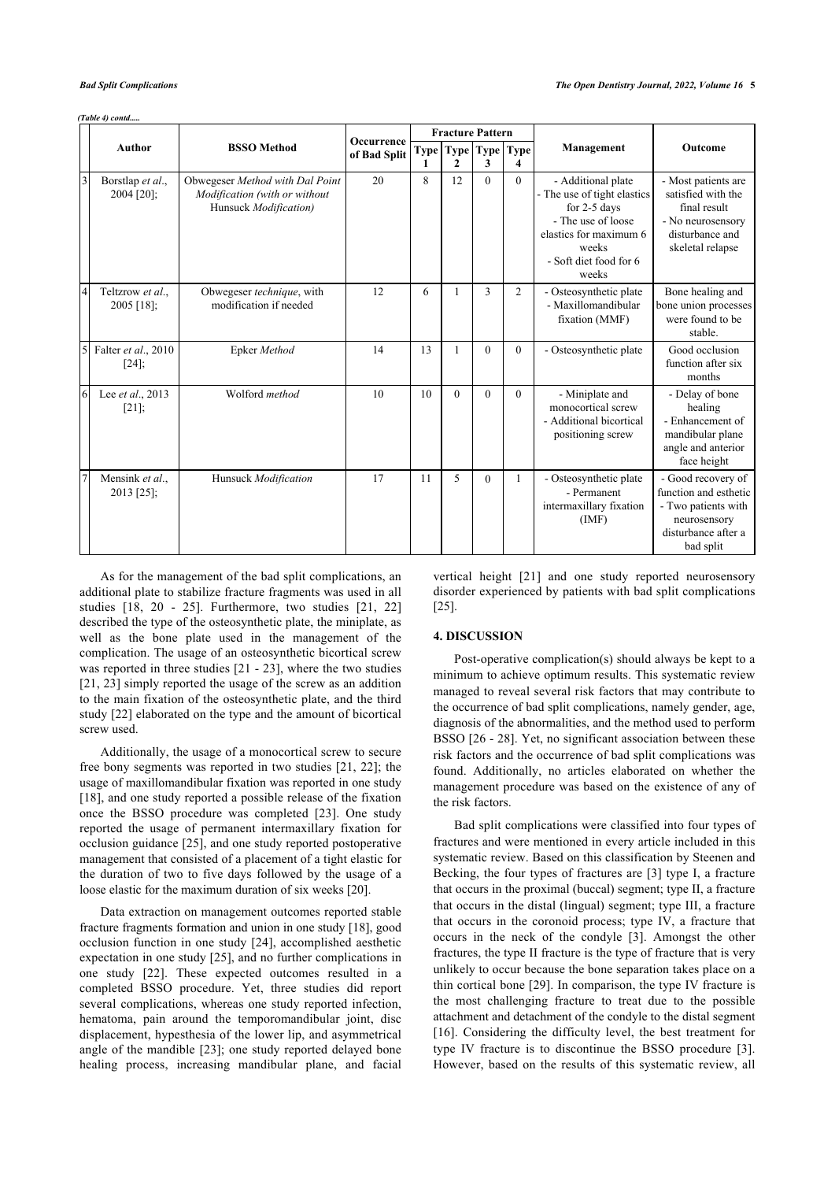*(Table 4) contd.....*

| | Author | BSSO Method | Occurrence of Bad Split | Fracture Pattern | | | | Management | Outcome |
|---|---|---|---|---|---|---|---|---|---|
| | | | | Type 1 | Type 2 | Type 3 | Type 4 | | |
| 3 | Borstlap *et al.*, 2004 [20]; | Obwegeser *Method with Dal Point Modification (with or without* Hunsuck *Modification)* | 20 | 8 | 12 | 0 | 0 | - Additional plate - The use of tight elastics for 2-5 days - The use of loose elastics for maximum 6 weeks - Soft diet food for 6 weeks | - Most patients are satisfied with the final result - No neurosensory disturbance and skeletal relapse |
| 4 | Teltzrow *et al.*, 2005 [18]; | Obwegeser *technique*, with modification if needed | 12 | 6 | 1 | 3 | 2 | - Osteosynthetic plate - Maxillomandibular fixation (MMF) | Bone healing and bone union processes were found to be stable. |
| 5 | Falter *et al.*, 2010 [24]; | Epker *Method* | 14 | 13 | 1 | 0 | 0 | - Osteosynthetic plate | Good occlusion function after six months |
| 6 | Lee *et al.*, 2013 [21]; | Wolford *method* | 10 | 10 | 0 | 0 | 0 | - Miniplate and monocortical screw - Additional bicortical positioning screw | - Delay of bone healing - Enhancement of mandibular plane angle and anterior face height |
| 7 | Mensink *et al.*, 2013 [25]; | Hunsuck *Modification* | 17 | 11 | 5 | 0 | 1 | - Osteosynthetic plate - Permanent intermaxillary fixation (IMF) | - Good recovery of function and esthetic - Two patients with neurosensory disturbance after a bad split |

As for the management of the bad split complications, an additional plate to stabilize fracture fragments was used in all studies [18, 20 - 25]. Furthermore, two studies [21, 22] described the type of the osteosynthetic plate, the miniplate, as well as the bone plate used in the management of the complication. The usage of an osteosynthetic bicortical screw was reported in three studies [21 - 23], where the two studies [21, 23] simply reported the usage of the screw as an addition to the main fixation of the osteosynthetic plate, and the third study [22] elaborated on the type and the amount of bicortical screw used.

Additionally, the usage of a monocortical screw to secure free bony segments was reported in two studies [21, 22]; the usage of maxillomandibular fixation was reported in one study [18], and one study reported a possible release of the fixation once the BSSO procedure was completed [23]. One study reported the usage of permanent intermaxillary fixation for occlusion guidance [25], and one study reported postoperative management that consisted of a placement of a tight elastic for the duration of two to five days followed by the usage of a loose elastic for the maximum duration of six weeks [20].

Data extraction on management outcomes reported stable fracture fragments formation and union in one study [18], good occlusion function in one study [24], accomplished aesthetic expectation in one study [25], and no further complications in one study [22]. These expected outcomes resulted in a completed BSSO procedure. Yet, three studies did report several complications, whereas one study reported infection, hematoma, pain around the temporomandibular joint, disc displacement, hypesthesia of the lower lip, and asymmetrical angle of the mandible [23]; one study reported delayed bone healing process, increasing mandibular plane, and facial vertical height [21] and one study reported neurosensory disorder experienced by patients with bad split complications [25].

## 4. DISCUSSION

Post-operative complication(s) should always be kept to a minimum to achieve optimum results. This systematic review managed to reveal several risk factors that may contribute to the occurrence of bad split complications, namely gender, age, diagnosis of the abnormalities, and the method used to perform BSSO [26 - 28]. Yet, no significant association between these risk factors and the occurrence of bad split complications was found. Additionally, no articles elaborated on whether the management procedure was based on the existence of any of the risk factors.

Bad split complications were classified into four types of fractures and were mentioned in every article included in this systematic review. Based on this classification by Steenen and Becking, the four types of fractures are [3] type I, a fracture that occurs in the proximal (buccal) segment; type II, a fracture that occurs in the distal (lingual) segment; type III, a fracture that occurs in the coronoid process; type IV, a fracture that occurs in the neck of the condyle [3]. Amongst the other fractures, the type II fracture is the type of fracture that is very unlikely to occur because the bone separation takes place on a thin cortical bone [29]. In comparison, the type IV fracture is the most challenging fracture to treat due to the possible attachment and detachment of the condyle to the distal segment [16]. Considering the difficulty level, the best treatment for type IV fracture is to discontinue the BSSO procedure [3]. However, based on the results of this systematic review, all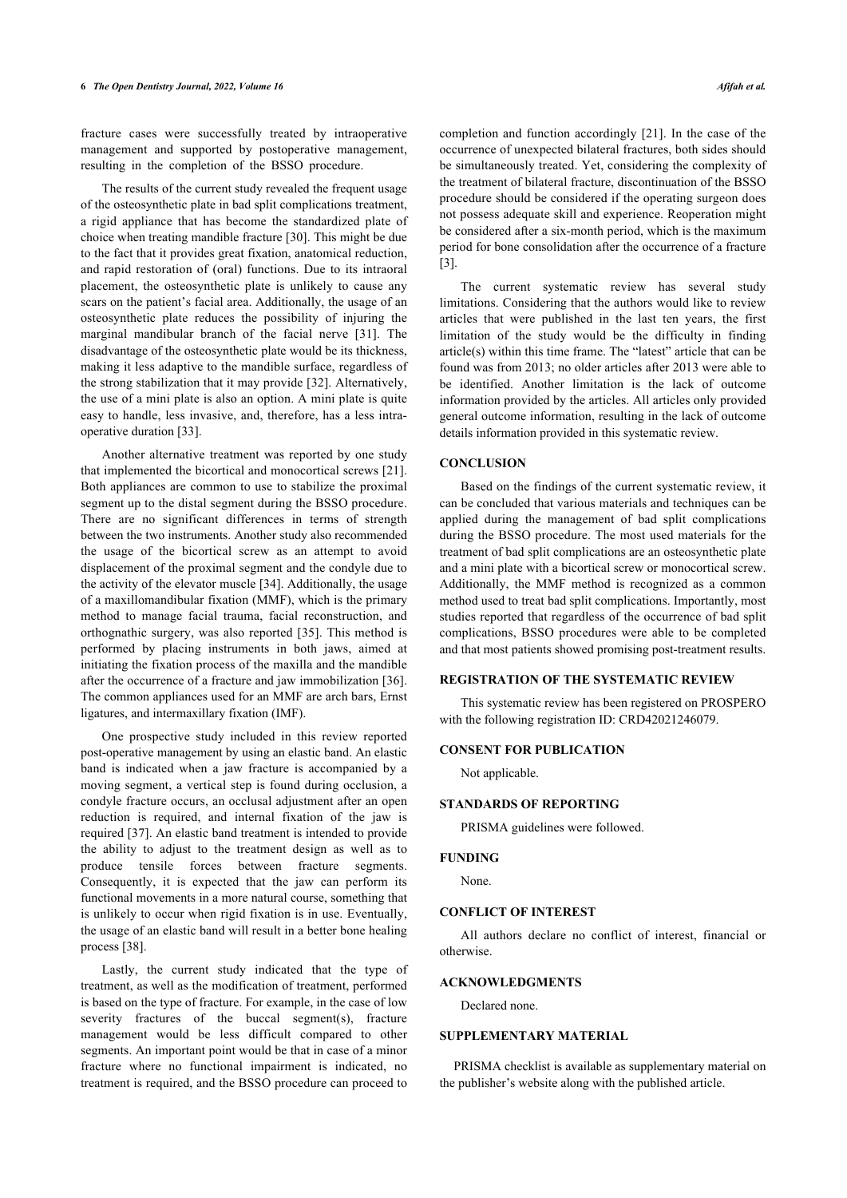fracture cases were successfully treated by intraoperative management and supported by postoperative management, resulting in the completion of the BSSO procedure.

The results of the current study revealed the frequent usage of the osteosynthetic plate in bad split complications treatment, a rigid appliance that has become the standardized plate of choice when treating mandible fracture [30]. This might be due to the fact that it provides great fixation, anatomical reduction, and rapid restoration of (oral) functions. Due to its intraoral placement, the osteosynthetic plate is unlikely to cause any scars on the patient's facial area. Additionally, the usage of an osteosynthetic plate reduces the possibility of injuring the marginal mandibular branch of the facial nerve [31]. The disadvantage of the osteosynthetic plate would be its thickness, making it less adaptive to the mandible surface, regardless of the strong stabilization that it may provide [32]. Alternatively, the use of a mini plate is also an option. A mini plate is quite easy to handle, less invasive, and, therefore, has a less intra-operative duration [33].

Another alternative treatment was reported by one study that implemented the bicortical and monocortical screws [21]. Both appliances are common to use to stabilize the proximal segment up to the distal segment during the BSSO procedure. There are no significant differences in terms of strength between the two instruments. Another study also recommended the usage of the bicortical screw as an attempt to avoid displacement of the proximal segment and the condyle due to the activity of the elevator muscle [34]. Additionally, the usage of a maxillomandibular fixation (MMF), which is the primary method to manage facial trauma, facial reconstruction, and orthognathic surgery, was also reported [35]. This method is performed by placing instruments in both jaws, aimed at initiating the fixation process of the maxilla and the mandible after the occurrence of a fracture and jaw immobilization [36]. The common appliances used for an MMF are arch bars, Ernst ligatures, and intermaxillary fixation (IMF).

One prospective study included in this review reported post-operative management by using an elastic band. An elastic band is indicated when a jaw fracture is accompanied by a moving segment, a vertical step is found during occlusion, a condyle fracture occurs, an occlusal adjustment after an open reduction is required, and internal fixation of the jaw is required [37]. An elastic band treatment is intended to provide the ability to adjust to the treatment design as well as to produce tensile forces between fracture segments. Consequently, it is expected that the jaw can perform its functional movements in a more natural course, something that is unlikely to occur when rigid fixation is in use. Eventually, the usage of an elastic band will result in a better bone healing process [38].

Lastly, the current study indicated that the type of treatment, as well as the modification of treatment, performed is based on the type of fracture. For example, in the case of low severity fractures of the buccal segment(s), fracture management would be less difficult compared to other segments. An important point would be that in case of a minor fracture where no functional impairment is indicated, no treatment is required, and the BSSO procedure can proceed to completion and function accordingly [21]. In the case of the occurrence of unexpected bilateral fractures, both sides should be simultaneously treated. Yet, considering the complexity of the treatment of bilateral fracture, discontinuation of the BSSO procedure should be considered if the operating surgeon does not possess adequate skill and experience. Reoperation might be considered after a six-month period, which is the maximum period for bone consolidation after the occurrence of a fracture [3].

The current systematic review has several study limitations. Considering that the authors would like to review articles that were published in the last ten years, the first limitation of the study would be the difficulty in finding article(s) within this time frame. The "latest" article that can be found was from 2013; no older articles after 2013 were able to be identified. Another limitation is the lack of outcome information provided by the articles. All articles only provided general outcome information, resulting in the lack of outcome details information provided in this systematic review.

## CONCLUSION

Based on the findings of the current systematic review, it can be concluded that various materials and techniques can be applied during the management of bad split complications during the BSSO procedure. The most used materials for the treatment of bad split complications are an osteosynthetic plate and a mini plate with a bicortical screw or monocortical screw. Additionally, the MMF method is recognized as a common method used to treat bad split complications. Importantly, most studies reported that regardless of the occurrence of bad split complications, BSSO procedures were able to be completed and that most patients showed promising post-treatment results.

## REGISTRATION OF THE SYSTEMATIC REVIEW

This systematic review has been registered on PROSPERO with the following registration ID: CRD42021246079.

## CONSENT FOR PUBLICATION

Not applicable.

## STANDARDS OF REPORTING

PRISMA guidelines were followed.

## FUNDING

None.

## CONFLICT OF INTEREST

All authors declare no conflict of interest, financial or otherwise.

## ACKNOWLEDGMENTS

Declared none.

## SUPPLEMENTARY MATERIAL

PRISMA checklist is available as supplementary material on the publisher's website along with the published article.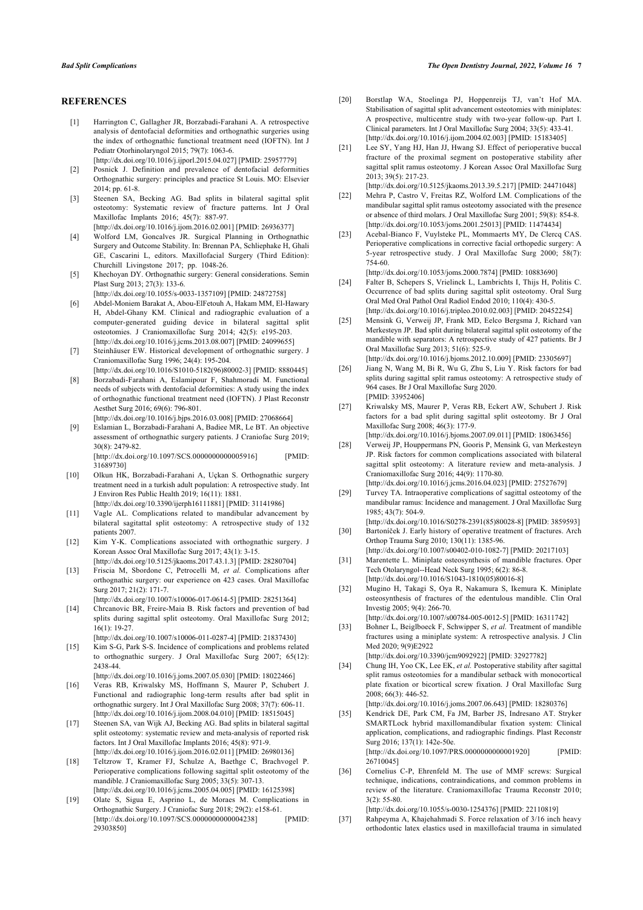## REFERENCES

[1] Harrington C, Gallagher JR, Borzabadi-Farahani A. A retrospective analysis of dentofacial deformities and orthognathic surgeries using the index of orthognathic functional treatment need (IOFTN). Int J Pediatr Otorhinolaryngol 2015; 79(7): 1063-6. [http://dx.doi.org/10.1016/j.ijporl.2015.04.027] [PMID: 25957779]

[2] Posnick J. Definition and prevalence of dentofacial deformities Orthognathic surgery: principles and practice St Louis. MO: Elsevier 2014; pp. 61-8.

[3] Steenen SA, Becking AG. Bad splits in bilateral sagittal split osteotomy: Systematic review of fracture patterns. Int J Oral Maxillofac Implants 2016; 45(7): 887-97. [http://dx.doi.org/10.1016/j.ijom.2016.02.001] [PMID: 26936377]

[4] Wolford LM, Goncalves JR. Surgical Planning in Orthognathic Surgery and Outcome Stability. In: Brennan PA, Schliephake H, Ghali GE, Cascarini L, editors. Maxillofacial Surgery (Third Edition): Churchill Livingstone 2017; pp. 1048-26.

[5] Khechoyan DY. Orthognathic surgery: General considerations. Semin Plast Surg 2013; 27(3): 133-6. [http://dx.doi.org/10.1055/s-0033-1357109] [PMID: 24872758]

[6] Abdel-Moniem Barakat A, Abou-ElFetouh A, Hakam MM, El-Hawary H, Abdel-Ghany KM. Clinical and radiographic evaluation of a computer-generated guiding device in bilateral sagittal split osteotomies. J Craniomaxillofac Surg 2014; 42(5): e195-203. [http://dx.doi.org/10.1016/j.jcms.2013.08.007] [PMID: 24099655]

[7] Steinhäuser EW. Historical development of orthognathic surgery. J Craniomaxillofac Surg 1996; 24(4): 195-204. [http://dx.doi.org/10.1016/S1010-5182(96)80002-3] [PMID: 8880445]

[8] Borzabadi-Farahani A, Eslamipour F, Shahmoradi M. Functional needs of subjects with dentofacial deformities: A study using the index of orthognathic functional treatment need (IOFTN). J Plast Reconstr Aesthet Surg 2016; 69(6): 796-801. [http://dx.doi.org/10.1016/j.bjps.2016.03.008] [PMID: 27068664]

[9] Eslamian L, Borzabadi-Farahani A, Badiee MR, Le BT. An objective assessment of orthognathic surgery patients. J Craniofac Surg 2019; 30(8): 2479-82. [http://dx.doi.org/10.1097/SCS.0000000000005916] [PMID: 31689730]

[10] Olkun HK, Borzabadi-Farahani A, Uçkan S. Orthognathic surgery treatment need in a turkish adult population: A retrospective study. Int J Environ Res Public Health 2019; 16(11): 1881. [http://dx.doi.org/10.3390/ijerph16111881] [PMID: 31141986]

[11] Vagle AL. Complications related to mandibular advancement by bilateral sagitattal split osteotomy: A retrospective study of 132 patients 2007.

[12] Kim Y-K. Complications associated with orthognathic surgery. J Korean Assoc Oral Maxillofac Surg 2017; 43(1): 3-15. [http://dx.doi.org/10.5125/jkaoms.2017.43.1.3] [PMID: 28280704]

[13] Friscia M, Sbordone C, Petrocelli M, *et al.* Complications after orthognathic surgery: our experience on 423 cases. Oral Maxillofac Surg 2017; 21(2): 171-7. [http://dx.doi.org/10.1007/s10006-017-0614-5] [PMID: 28251364]

[14] Chrcanovic BR, Freire-Maia B. Risk factors and prevention of bad splits during sagittal split osteotomy. Oral Maxillofac Surg 2012; 16(1): 19-27. [http://dx.doi.org/10.1007/s10006-011-0287-4] [PMID: 21837430]

[15] Kim S-G, Park S-S. Incidence of complications and problems related to orthognathic surgery. J Oral Maxillofac Surg 2007; 65(12): 2438-44. [http://dx.doi.org/10.1016/j.joms.2007.05.030] [PMID: 18022466]

[16] Veras RB, Kriwalsky MS, Hoffmann S, Maurer P, Schubert J. Functional and radiographic long-term results after bad split in orthognathic surgery. Int J Oral Maxillofac Surg 2008; 37(7): 606-11. [http://dx.doi.org/10.1016/j.ijom.2008.04.010] [PMID: 18515045]

[17] Steenen SA, van Wijk AJ, Becking AG. Bad splits in bilateral sagittal split osteotomy: systematic review and meta-analysis of reported risk factors. Int J Oral Maxillofac Implants 2016; 45(8): 971-9. [http://dx.doi.org/10.1016/j.ijom.2016.02.011] [PMID: 26980136]

[18] Teltzrow T, Kramer FJ, Schulze A, Baethge C, Brachvogel P. Perioperative complications following sagittal split osteotomy of the mandible. J Craniomaxillofac Surg 2005; 33(5): 307-13. [http://dx.doi.org/10.1016/j.jcms.2005.04.005] [PMID: 16125398]

[19] Olate S, Sigua E, Asprino L, de Moraes M. Complications in Orthognathic Surgery. J Craniofac Surg 2018; 29(2): e158-61. [http://dx.doi.org/10.1097/SCS.0000000000004238] [PMID: 29303850]

[20] Borstlap WA, Stoelinga PJ, Hoppenreijs TJ, van't Hof MA. Stabilisation of sagittal split advancement osteotomies with miniplates: A prospective, multicentre study with two-year follow-up. Part I. Clinical parameters. Int J Oral Maxillofac Surg 2004; 33(5): 433-41. [http://dx.doi.org/10.1016/j.ijom.2004.02.003] [PMID: 15183405]

[21] Lee SY, Yang HJ, Han JJ, Hwang SJ. Effect of perioperative buccal fracture of the proximal segment on postoperative stability after sagittal split ramus osteotomy. J Korean Assoc Oral Maxillofac Surg 2013; 39(5): 217-23. [http://dx.doi.org/10.5125/jkaoms.2013.39.5.217] [PMID: 24471048]

[22] Mehra P, Castro V, Freitas RZ, Wolford LM. Complications of the mandibular sagittal split ramus osteotomy associated with the presence or absence of third molars. J Oral Maxillofac Surg 2001; 59(8): 854-8. [http://dx.doi.org/10.1053/joms.2001.25013] [PMID: 11474434]

[23] Acebal-Bianco F, Vuylsteke PL, Mommaerts MY, De Clercq CAS. Perioperative complications in corrective facial orthopedic surgery: A 5-year retrospective study. J Oral Maxillofac Surg 2000; 58(7): 754-60. [http://dx.doi.org/10.1053/joms.2000.7874] [PMID: 10883690]

[24] Falter B, Schepers S, Vrielinck L, Lambrichts I, Thijs H, Politis C. Occurrence of bad splits during sagittal split osteotomy. Oral Surg Oral Med Oral Pathol Oral Radiol Endod 2010; 110(4): 430-5. [http://dx.doi.org/10.1016/j.tripleo.2010.02.003] [PMID: 20452254]

[25] Mensink G, Verweij JP, Frank MD, Eelco Bergsma J, Richard van Merkesteyn JP. Bad split during bilateral sagittal split osteotomy of the mandible with separators: A retrospective study of 427 patients. Br J Oral Maxillofac Surg 2013; 51(6): 525-9. [http://dx.doi.org/10.1016/j.bjoms.2012.10.009] [PMID: 23305697]

[26] Jiang N, Wang M, Bi R, Wu G, Zhu S, Liu Y. Risk factors for bad splits during sagittal split ramus osteotomy: A retrospective study of 964 cases. Br J Oral Maxillofac Surg 2020. [PMID: 33952406]

[27] Kriwalsky MS, Maurer P, Veras RB, Eckert AW, Schubert J. Risk factors for a bad split during sagittal split osteotomy. Br J Oral Maxillofac Surg 2008; 46(3): 177-9. [http://dx.doi.org/10.1016/j.bjoms.2007.09.011] [PMID: 18063456]

[28] Verweij JP, Houppermans PN, Gooris P, Mensink G, van Merkesteyn JP. Risk factors for common complications associated with bilateral sagittal split osteotomy: A literature review and meta-analysis. J Craniomaxillofac Surg 2016; 44(9): 1170-80. [http://dx.doi.org/10.1016/j.jcms.2016.04.023] [PMID: 27527679]

[29] Turvey TA. Intraoperative complications of sagittal osteotomy of the mandibular ramus: Incidence and management. J Oral Maxillofac Surg 1985; 43(7): 504-9. [http://dx.doi.org/10.1016/S0278-2391(85)80028-8] [PMID: 3859593]

[30] Bartoníček J. Early history of operative treatment of fractures. Arch Orthop Trauma Surg 2010; 130(11): 1385-96. [http://dx.doi.org/10.1007/s00402-010-1082-7] [PMID: 20217103]

[31] Marentette L. Miniplate osteosynthesis of mandible fractures. Oper Tech Otolaryngol--Head Neck Surg 1995; 6(2): 86-8. [http://dx.doi.org/10.1016/S1043-1810(05)80016-8]

[32] Mugino H, Takagi S, Oya R, Nakamura S, Ikemura K. Miniplate osteosynthesis of fractures of the edentulous mandible. Clin Oral Investig 2005; 9(4): 266-70. [http://dx.doi.org/10.1007/s00784-005-0012-5] [PMID: 16311742]

[33] Bohner L, Beiglboeck F, Schwipper S, *et al.* Treatment of mandible fractures using a miniplate system: A retrospective analysis. J Clin Med 2020; 9(9)E2922 [http://dx.doi.org/10.3390/jcm9092922] [PMID: 32927782]

[34] Chung IH, Yoo CK, Lee EK, *et al.* Postoperative stability after sagittal split ramus osteotomies for a mandibular setback with monocortical plate fixation or bicortical screw fixation. J Oral Maxillofac Surg 2008; 66(3): 446-52. [http://dx.doi.org/10.1016/j.joms.2007.06.643] [PMID: 18280376]

[35] Kendrick DE, Park CM, Fa JM, Barber JS, Indresano AT. Stryker SMARTLock hybrid maxillomandibular fixation system: Clinical application, complications, and radiographic findings. Plast Reconstr Surg 2016; 137(1): 142e-50e. [http://dx.doi.org/10.1097/PRS.0000000000001920] [PMID: 26710045]

[36] Cornelius C-P, Ehrenfeld M. The use of MMF screws: Surgical technique, indications, contraindications, and common problems in review of the literature. Craniomaxillofac Trauma Reconstr 2010; 3(2): 55-80. [http://dx.doi.org/10.1055/s-0030-1254376] [PMID: 22110819]

[37] Rahpeyma A, Khajehahmadi S. Force relaxation of 3/16 inch heavy orthodontic latex elastics used in maxillofacial trauma in simulated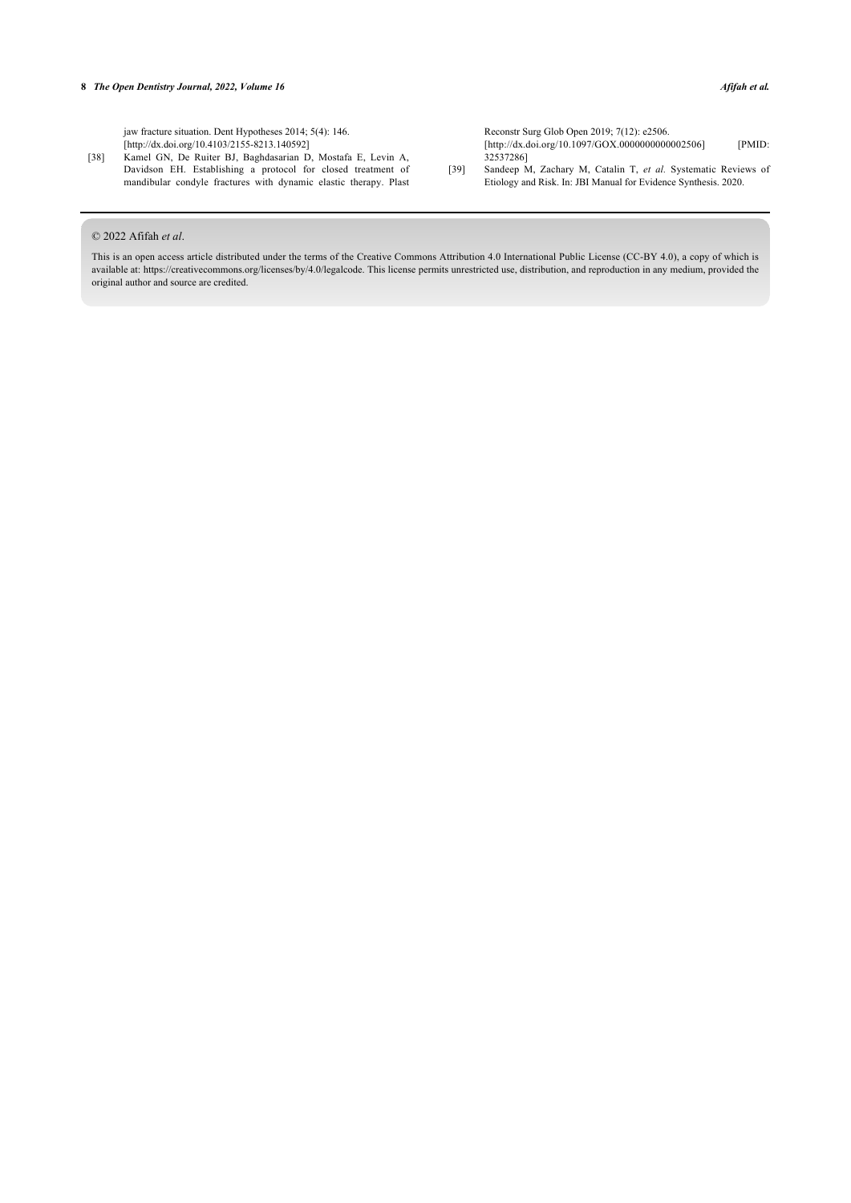jaw fracture situation. Dent Hypotheses 2014; 5(4): 146. [http://dx.doi.org/10.4103/2155-8213.140592]

[38] Kamel GN, De Ruiter BJ, Baghdasarian D, Mostafa E, Levin A, Davidson EH. Establishing a protocol for closed treatment of mandibular condyle fractures with dynamic elastic therapy. Plast Reconstr Surg Glob Open 2019; 7(12): e2506. [http://dx.doi.org/10.1097/GOX.0000000000002506] [PMID: 32537286]

[39] Sandeep M, Zachary M, Catalin T, *et al.* Systematic Reviews of Etiology and Risk. In: JBI Manual for Evidence Synthesis. 2020.

© 2022 Afifah *et al*.

This is an open access article distributed under the terms of the Creative Commons Attribution 4.0 International Public License (CC-BY 4.0), a copy of which is available at: https://creativecommons.org/licenses/by/4.0/legalcode. This license permits unrestricted use, distribution, and reproduction in any medium, provided the original author and source are credited.